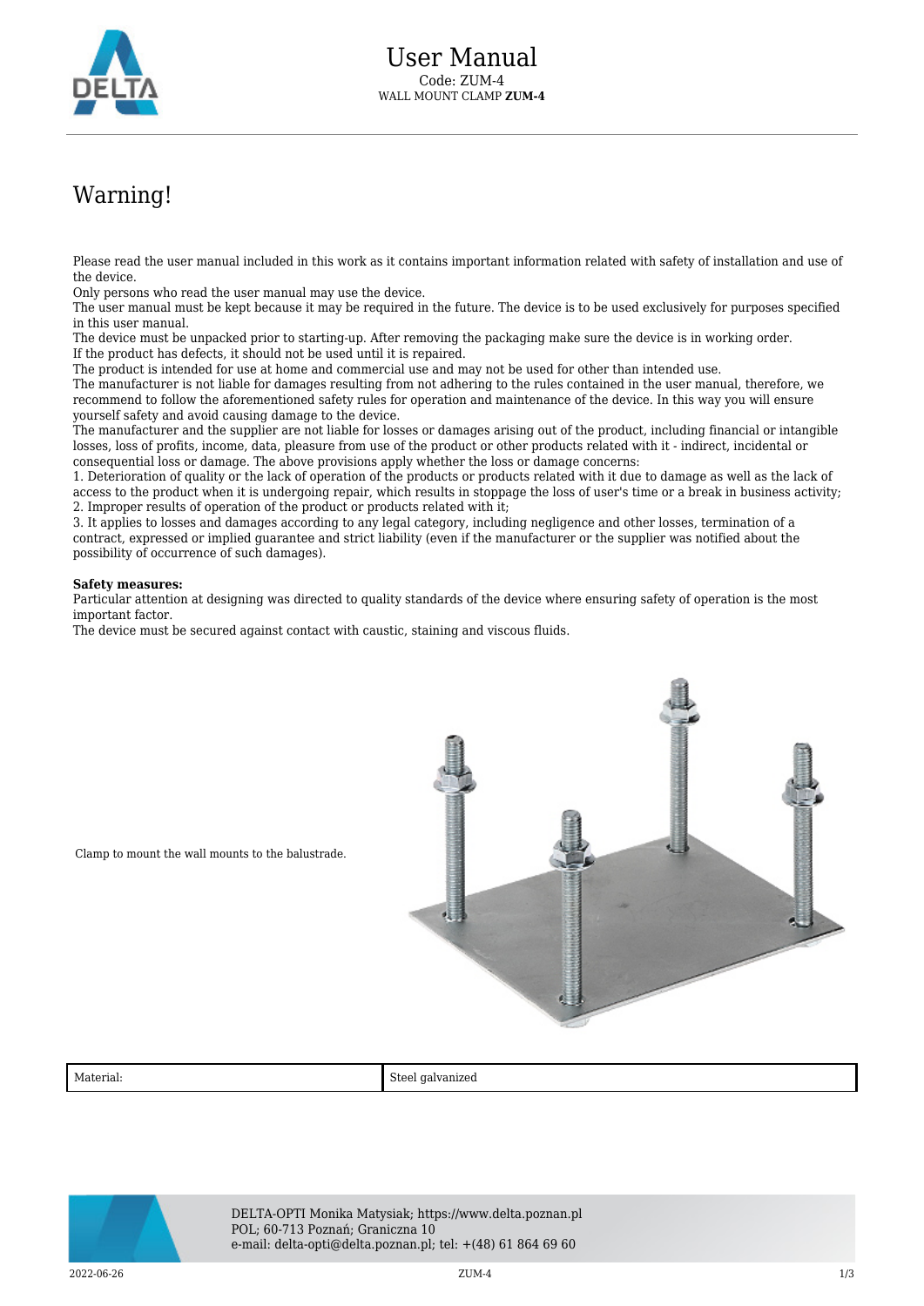# User Manual

Code: ZUM-4

WALL MOUNT CLAMP **ZUM-4**

## Warning!

Please read the user manual included in this work as it contains important information related with safety of installation and use of the device.
Only persons who read the user manual may use the device.
The user manual must be kept because it may be required in the future. The device is to be used exclusively for purposes specified in this user manual.
The device must be unpacked prior to starting-up. After removing the packaging make sure the device is in working order.
If the product has defects, it should not be used until it is repaired.
The product is intended for use at home and commercial use and may not be used for other than intended use.
The manufacturer is not liable for damages resulting from not adhering to the rules contained in the user manual, therefore, we recommend to follow the aforementioned safety rules for operation and maintenance of the device. In this way you will ensure yourself safety and avoid causing damage to the device.
The manufacturer and the supplier are not liable for losses or damages arising out of the product, including financial or intangible losses, loss of profits, income, data, pleasure from use of the product or other products related with it - indirect, incidental or consequential loss or damage. The above provisions apply whether the loss or damage concerns:
1. Deterioration of quality or the lack of operation of the products or products related with it due to damage as well as the lack of access to the product when it is undergoing repair, which results in stoppage the loss of user's time or a break in business activity;
2. Improper results of operation of the product or products related with it;
3. It applies to losses and damages according to any legal category, including negligence and other losses, termination of a contract, expressed or implied guarantee and strict liability (even if the manufacturer or the supplier was notified about the possibility of occurrence of such damages).

**Safety measures:**
Particular attention at designing was directed to quality standards of the device where ensuring safety of operation is the most important factor.
The device must be secured against contact with caustic, staining and viscous fluids.

Clamp to mount the wall mounts to the balustrade.

| Material: | Steel galvanized |
|---|---|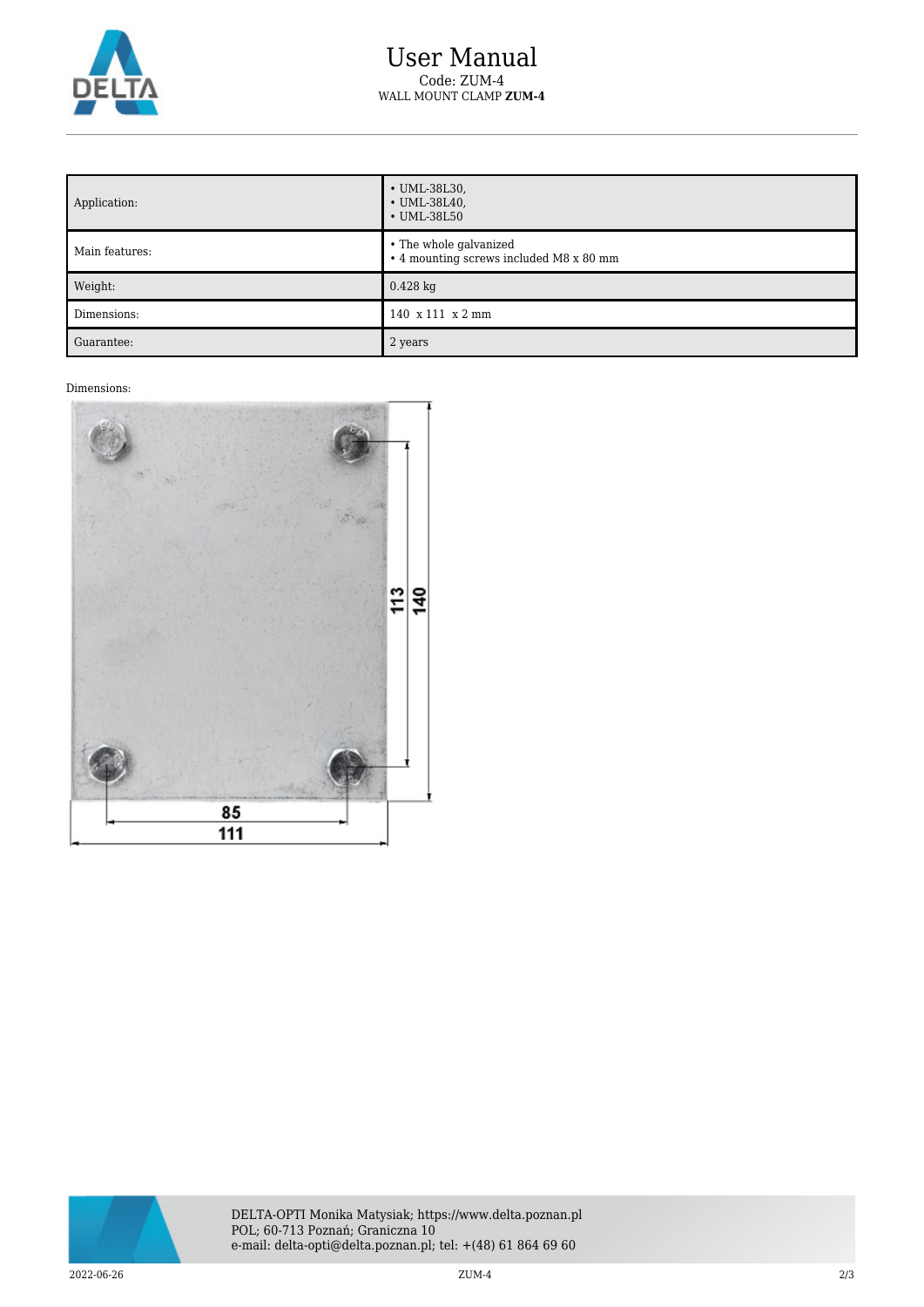# User Manual

Code: ZUM-4

WALL MOUNT CLAMP **ZUM-4**

| | |
|---|---|
| Application: | • UML-38L30,<br>• UML-38L40,<br>• UML-38L50 |
| Main features: | • The whole galvanized<br>• 4 mounting screws included M8 x 80 mm |
| Weight: | 0.428 kg |
| Dimensions: | 140 x 111 x 2 mm |
| Guarantee: | 2 years |

Dimensions:

113
140
85
111

DELTA-OPTI Monika Matysiak; https://www.delta.poznan.pl
POL; 60-713 Poznań; Graniczna 10
e-mail: delta-opti@delta.poznan.pl; tel: +(48) 61 864 69 60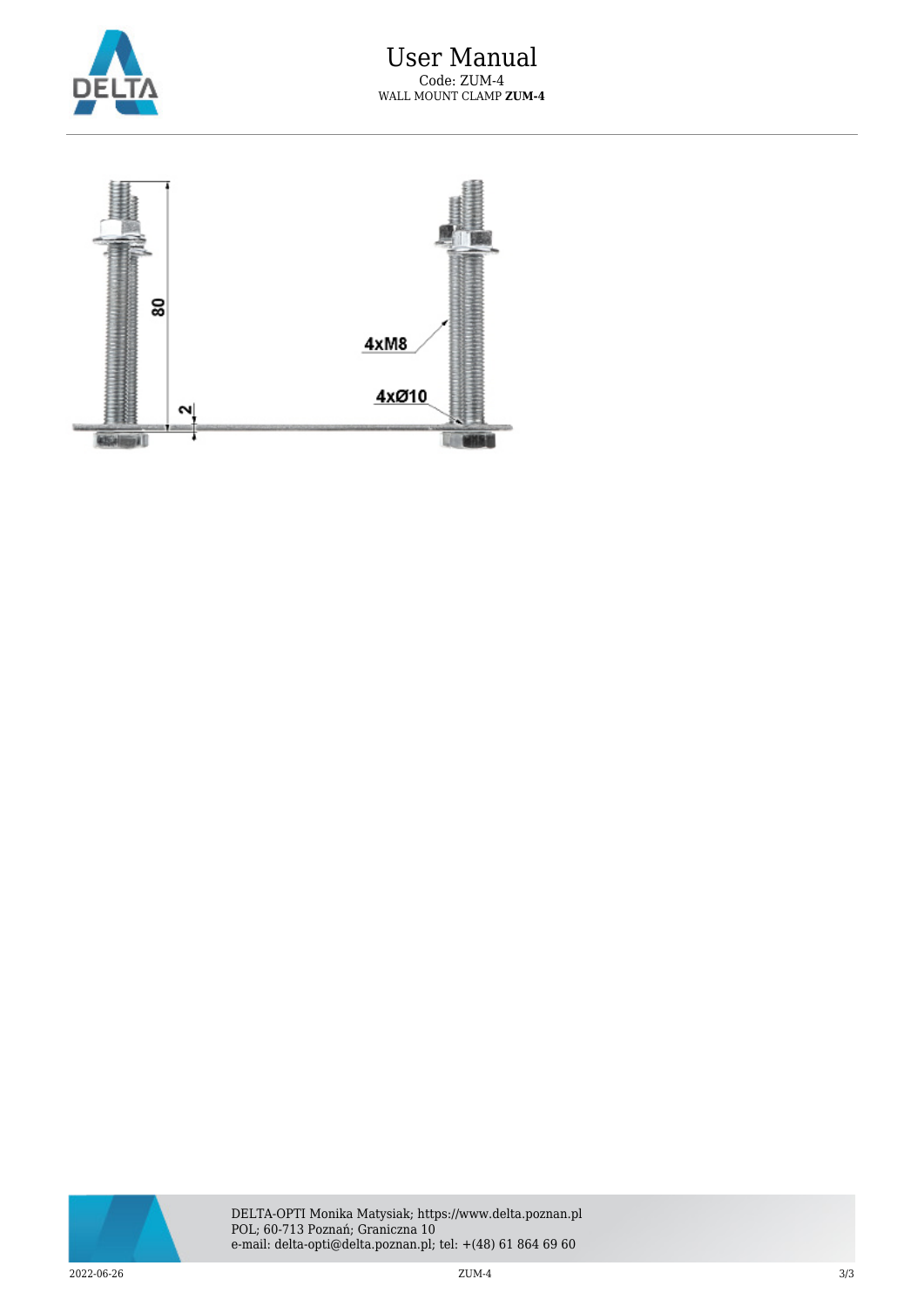80

2

4xM8

4xØ10